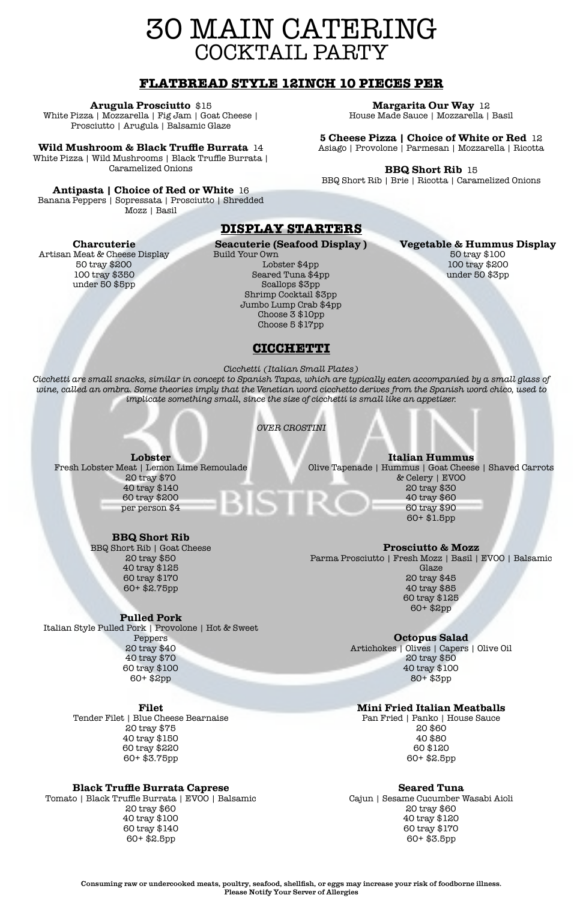# 30 MAIN CATERING
## COCKTAIL PARTY

### FLATBREAD STYLE 12INCH 10 PIECES PER

**Arugula Prosciutto** $15
White Pizza | Mozzarella | Fig Jam | Goat Cheese | Prosciutto | Arugula | Balsamic Glaze

**Wild Mushroom & Black Truffle Burrata** 14
White Pizza | Wild Mushrooms | Black Truffle Burrata | Caramelized Onions

**Antipasta | Choice of Red or White** 16
Banana Peppers | Sopressata | Prosciutto | Shredded Mozz | Basil

**Margarita Our Way** 12
House Made Sauce | Mozzarella | Basil

**5 Cheese Pizza | Choice of White or Red** 12
Asiago | Provolone | Parmesan | Mozzarella | Ricotta

**BBQ Short Rib** 15
BBQ Short Rib | Brie | Ricotta | Caramelized Onions

### DISPLAY STARTERS

**Charcuterie**
Artisan Meat & Cheese Display
50 tray $200
100 tray $350
under 50 $5pp

**Seacuterie (Seafood Display )**
Build Your Own
Lobster $4pp
Seared Tuna $4pp
Scallops $3pp
Shrimp Cocktail $3pp
Jumbo Lump Crab $4pp
Choose 3 $10pp
Choose 5 $17pp

**Vegetable & Hummus Display**
50 tray $100
100 tray $200
under 50 $3pp

### CICCHETTI

*Cicchetti (Italian Small Plates)*

*Cicchetti are small snacks, similar in concept to Spanish Tapas, which are typically eaten accompanied by a small glass of wine, called an ombra. Some theories imply that the Venetian word cicchetto derives from the Spanish word chico, used to implicate something small, since the size of cicchetti is small like an appetizer.*

*OVER CROSTINI*

**Lobster**
Fresh Lobster Meat | Lemon Lime Remoulade
20 tray $70
40 tray $140
60 tray $200
per person $4

**Italian Hummus**
Olive Tapenade | Hummus | Goat Cheese | Shaved Carrots & Celery | EVOO
20 tray $30
40 tray $60
60 tray $90
60+ $1.5pp

**BBQ Short Rib**
BBQ Short Rib | Goat Cheese
20 tray $50
40 tray $125
60 tray $170
60+ $2.75pp

**Prosciutto & Mozz**
Parma Prosciutto | Fresh Mozz | Basil | EVOO | Balsamic Glaze
20 tray $45
40 tray $85
60 tray $125
60+ $2pp

**Pulled Pork**
Italian Style Pulled Pork | Provolone | Hot & Sweet Peppers
20 tray $40
40 tray $70
60 tray $100
60+ $2pp

**Octopus Salad**
Artichokes | Olives | Capers | Olive Oil
20 tray $50
40 tray $100
80+ $3pp

**Filet**
Tender Filet | Blue Cheese Bearnaise
20 tray $75
40 tray $150
60 tray $220
60+ $3.75pp

**Mini Fried Italian Meatballs**
Pan Fried | Panko | House Sauce
20 $60
40 $80
60 $120
60+ $2.5pp

**Black Truffle Burrata Caprese**
Tomato | Black Truffle Burrata | EVOO | Balsamic
20 tray $60
40 tray $100
60 tray $140
60+ $2.5pp

**Seared Tuna**
Cajun | Sesame Cucumber Wasabi Aioli
20 tray $60
40 tray $120
60 tray $170
60+ $3.5pp

**Consuming raw or undercooked meats, poultry, seafood, shellfish, or eggs may increase your risk of foodborne illness.**
**Please Notify Your Server of Allergies**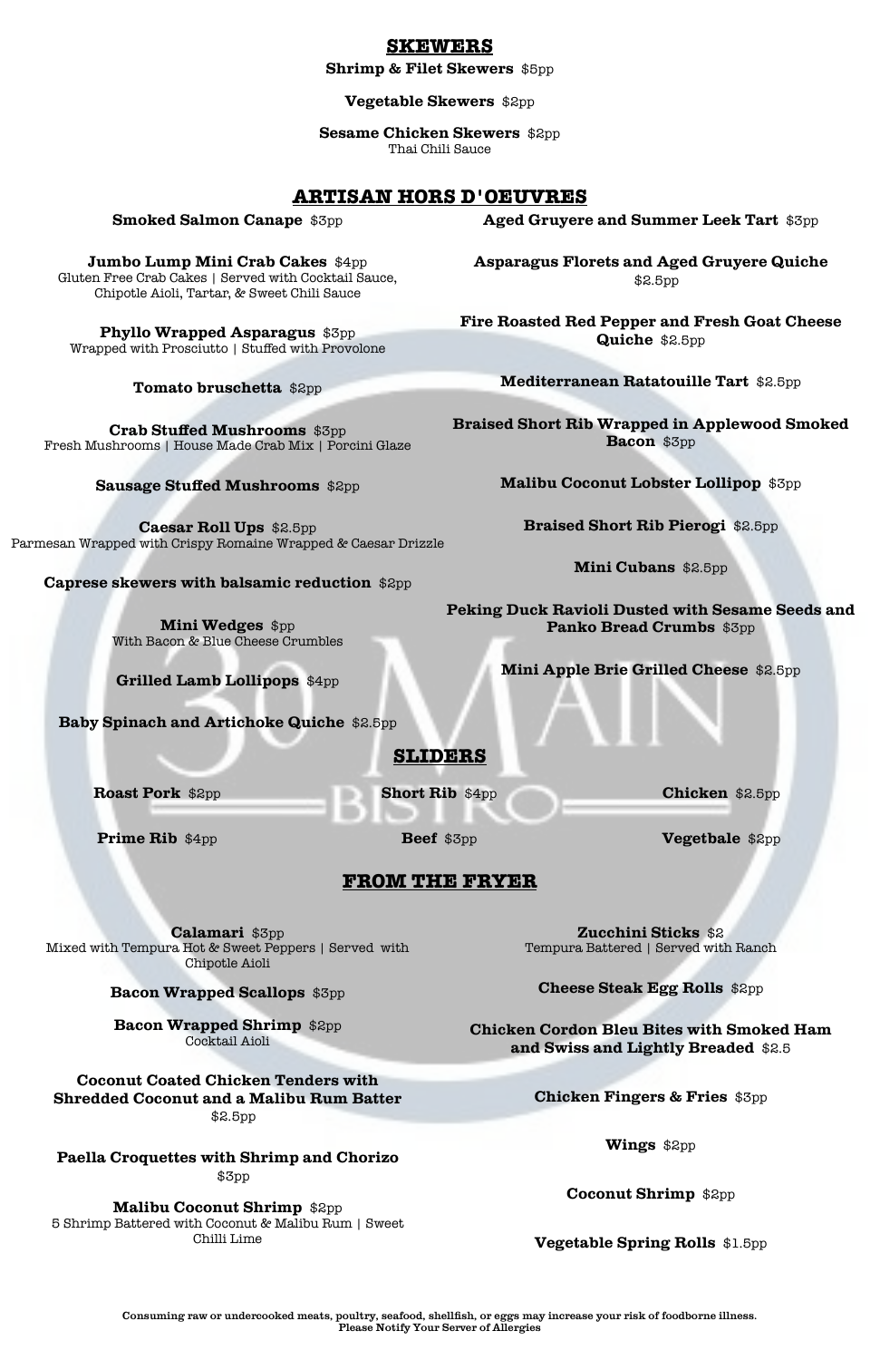## SKEWERS

**Shrimp & Filet Skewers** $5pp

**Vegetable Skewers** $2pp

**Sesame Chicken Skewers** $2pp
Thai Chili Sauce

## ARTISAN HORS D'OEUVRES

**Smoked Salmon Canape** $3pp

**Jumbo Lump Mini Crab Cakes** $4pp
Gluten Free Crab Cakes | Served with Cocktail Sauce, Chipotle Aioli, Tartar, & Sweet Chili Sauce

**Phyllo Wrapped Asparagus** $3pp
Wrapped with Prosciutto | Stuffed with Provolone

**Tomato bruschetta** $2pp

**Crab Stuffed Mushrooms** $3pp
Fresh Mushrooms | House Made Crab Mix | Porcini Glaze

**Sausage Stuffed Mushrooms** $2pp

**Caesar Roll Ups** $2.5pp
Parmesan Wrapped with Crispy Romaine Wrapped & Caesar Drizzle

**Caprese skewers with balsamic reduction** $2pp

**Mini Wedges** $pp
With Bacon & Blue Cheese Crumbles

**Grilled Lamb Lollipops** $4pp

**Baby Spinach and Artichoke Quiche** $2.5pp

**Aged Gruyere and Summer Leek Tart** $3pp

**Asparagus Florets and Aged Gruyere Quiche** $2.5pp

**Fire Roasted Red Pepper and Fresh Goat Cheese Quiche** $2.5pp

**Mediterranean Ratatouille Tart** $2.5pp

**Braised Short Rib Wrapped in Applewood Smoked Bacon** $3pp

**Malibu Coconut Lobster Lollipop** $3pp

**Braised Short Rib Pierogi** $2.5pp

**Mini Cubans** $2.5pp

**Peking Duck Ravioli Dusted with Sesame Seeds and Panko Bread Crumbs** $3pp

**Mini Apple Brie Grilled Cheese** $2.5pp

## SLIDERS

**Roast Pork** $2pp

**Short Rib** $4pp

**Chicken** $2.5pp

**Prime Rib** $4pp

**Beef** $3pp

**Vegetbale** $2pp

## FROM THE FRYER

**Calamari** $3pp
Mixed with Tempura Hot & Sweet Peppers | Served with Chipotle Aioli

**Bacon Wrapped Scallops** $3pp

**Bacon Wrapped Shrimp** $2pp
Cocktail Aioli

**Coconut Coated Chicken Tenders with Shredded Coconut and a Malibu Rum Batter** $2.5pp

**Paella Croquettes with Shrimp and Chorizo** $3pp

**Malibu Coconut Shrimp** $2pp
5 Shrimp Battered with Coconut & Malibu Rum | Sweet Chilli Lime

**Zucchini Sticks** $2
Tempura Battered | Served with Ranch

**Cheese Steak Egg Rolls** $2pp

**Chicken Cordon Bleu Bites with Smoked Ham and Swiss and Lightly Breaded** $2.5

**Chicken Fingers & Fries** $3pp

**Wings** $2pp

**Coconut Shrimp** $2pp

**Vegetable Spring Rolls** $1.5pp

Consuming raw or undercooked meats, poultry, seafood, shellfish, or eggs may increase your risk of foodborne illness.
Please Notify Your Server of Allergies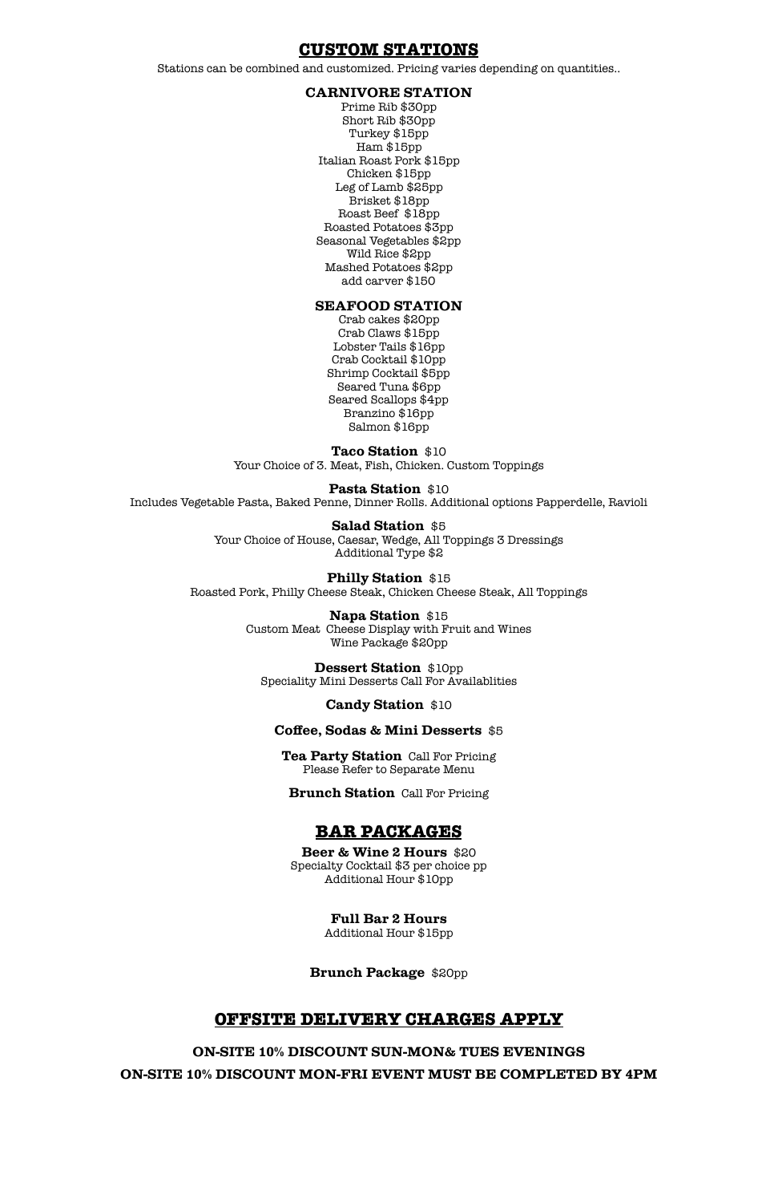## CUSTOM STATIONS

Stations can be combined and customized. Pricing varies depending on quantities..

### CARNIVORE STATION

Prime Rib $30pp
Short Rib $30pp
Turkey $15pp
Ham $15pp
Italian Roast Pork $15pp
Chicken $15pp
Leg of Lamb $25pp
Brisket $18pp
Roast Beef $18pp
Roasted Potatoes $3pp
Seasonal Vegetables $2pp
Wild Rice $2pp
Mashed Potatoes $2pp
add carver $150

### SEAFOOD STATION

Crab cakes $20pp
Crab Claws $15pp
Lobster Tails $16pp
Crab Cocktail $10pp
Shrimp Cocktail $5pp
Seared Tuna $6pp
Seared Scallops $4pp
Branzino $16pp
Salmon $16pp

**Taco Station** $10
Your Choice of 3. Meat, Fish, Chicken. Custom Toppings

**Pasta Station** $10
Includes Vegetable Pasta, Baked Penne, Dinner Rolls. Additional options Papperdelle, Ravioli

**Salad Station** $5
Your Choice of House, Caesar, Wedge, All Toppings 3 Dressings
Additional Type $2

**Philly Station** $15
Roasted Pork, Philly Cheese Steak, Chicken Cheese Steak, All Toppings

**Napa Station** $15
Custom Meat Cheese Display with Fruit and Wines
Wine Package $20pp

**Dessert Station** $10pp
Speciality Mini Desserts Call For Availablities

**Candy Station** $10

**Coffee, Sodas & Mini Desserts** $5

**Tea Party Station** Call For Pricing
Please Refer to Separate Menu

**Brunch Station** Call For Pricing

## BAR PACKAGES

**Beer & Wine 2 Hours** $20
Specialty Cocktail $3 per choice pp
Additional Hour $10pp

**Full Bar 2 Hours**
Additional Hour $15pp

**Brunch Package** $20pp

## OFFSITE DELIVERY CHARGES APPLY

**ON-SITE 10% DISCOUNT SUN-MON& TUES EVENINGS**

**ON-SITE 10% DISCOUNT MON-FRI EVENT MUST BE COMPLETED BY 4PM**